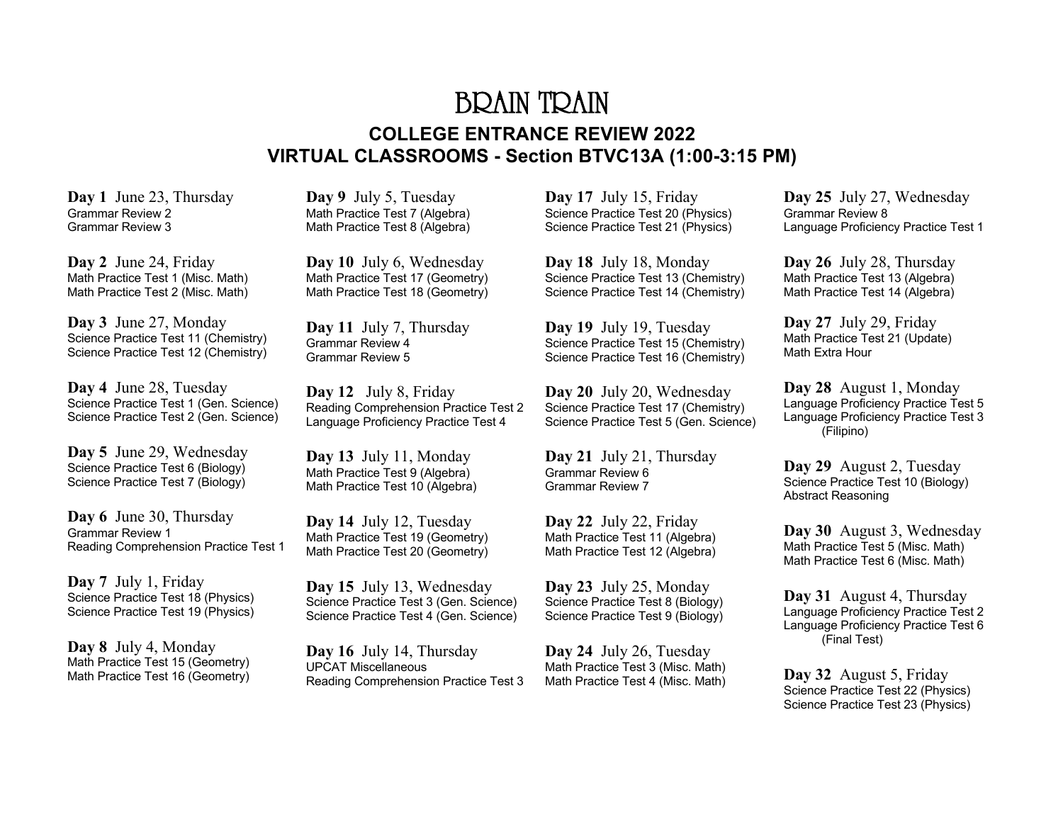# BRAIN TRAIN

## COLLEGE ENTRANCE REVIEW 2022

## VIRTUAL CLASSROOMS - Section BTVC13A (1:00-3:15 PM)

**Day 1** June 23, Thursday
Grammar Review 2
Grammar Review 3

**Day 2** June 24, Friday
Math Practice Test 1 (Misc. Math)
Math Practice Test 2 (Misc. Math)

**Day 3** June 27, Monday
Science Practice Test 11 (Chemistry)
Science Practice Test 12 (Chemistry)

**Day 4** June 28, Tuesday
Science Practice Test 1 (Gen. Science)
Science Practice Test 2 (Gen. Science)

**Day 5** June 29, Wednesday
Science Practice Test 6 (Biology)
Science Practice Test 7 (Biology)

**Day 6** June 30, Thursday
Grammar Review 1
Reading Comprehension Practice Test 1

**Day 7** July 1, Friday
Science Practice Test 18 (Physics)
Science Practice Test 19 (Physics)

**Day 8** July 4, Monday
Math Practice Test 15 (Geometry)
Math Practice Test 16 (Geometry)

**Day 9** July 5, Tuesday
Math Practice Test 7 (Algebra)
Math Practice Test 8 (Algebra)

**Day 10** July 6, Wednesday
Math Practice Test 17 (Geometry)
Math Practice Test 18 (Geometry)

**Day 11** July 7, Thursday
Grammar Review 4
Grammar Review 5

**Day 12** July 8, Friday
Reading Comprehension Practice Test 2
Language Proficiency Practice Test 4

**Day 13** July 11, Monday
Math Practice Test 9 (Algebra)
Math Practice Test 10 (Algebra)

**Day 14** July 12, Tuesday
Math Practice Test 19 (Geometry)
Math Practice Test 20 (Geometry)

**Day 15** July 13, Wednesday
Science Practice Test 3 (Gen. Science)
Science Practice Test 4 (Gen. Science)

**Day 16** July 14, Thursday
UPCAT Miscellaneous
Reading Comprehension Practice Test 3

**Day 17** July 15, Friday
Science Practice Test 20 (Physics)
Science Practice Test 21 (Physics)

**Day 18** July 18, Monday
Science Practice Test 13 (Chemistry)
Science Practice Test 14 (Chemistry)

**Day 19** July 19, Tuesday
Science Practice Test 15 (Chemistry)
Science Practice Test 16 (Chemistry)

**Day 20** July 20, Wednesday
Science Practice Test 17 (Chemistry)
Science Practice Test 5 (Gen. Science)

**Day 21** July 21, Thursday
Grammar Review 6
Grammar Review 7

**Day 22** July 22, Friday
Math Practice Test 11 (Algebra)
Math Practice Test 12 (Algebra)

**Day 23** July 25, Monday
Science Practice Test 8 (Biology)
Science Practice Test 9 (Biology)

**Day 24** July 26, Tuesday
Math Practice Test 3 (Misc. Math)
Math Practice Test 4 (Misc. Math)

**Day 25** July 27, Wednesday
Grammar Review 8
Language Proficiency Practice Test 1

**Day 26** July 28, Thursday
Math Practice Test 13 (Algebra)
Math Practice Test 14 (Algebra)

**Day 27** July 29, Friday
Math Practice Test 21 (Update)
Math Extra Hour

**Day 28** August 1, Monday
Language Proficiency Practice Test 5
Language Proficiency Practice Test 3 (Filipino)

**Day 29** August 2, Tuesday
Science Practice Test 10 (Biology)
Abstract Reasoning

**Day 30** August 3, Wednesday
Math Practice Test 5 (Misc. Math)
Math Practice Test 6 (Misc. Math)

**Day 31** August 4, Thursday
Language Proficiency Practice Test 2
Language Proficiency Practice Test 6 (Final Test)

**Day 32** August 5, Friday
Science Practice Test 22 (Physics)
Science Practice Test 23 (Physics)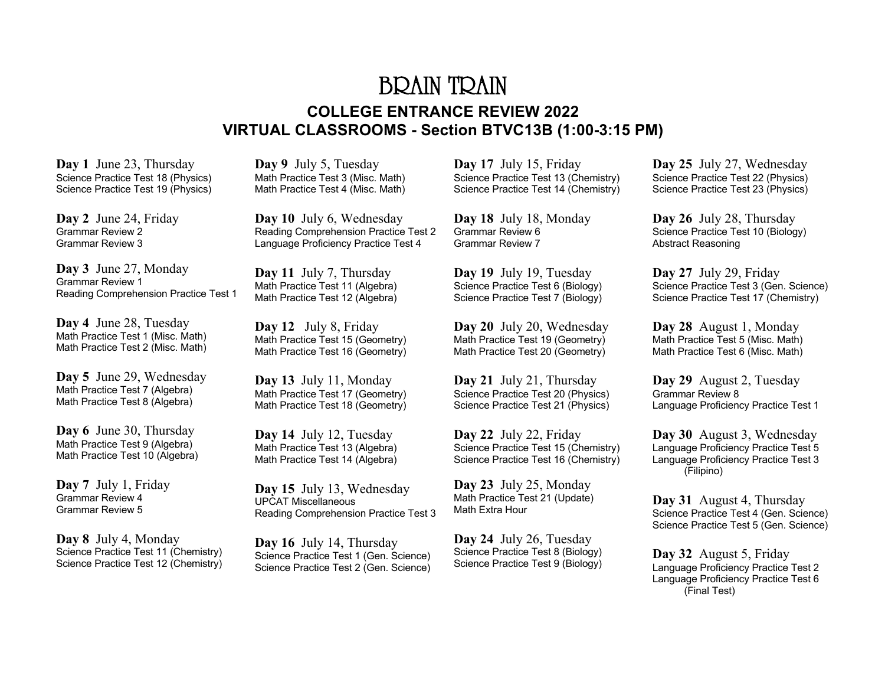# BRAIN TRAIN

## COLLEGE ENTRANCE REVIEW 2022
## VIRTUAL CLASSROOMS - Section BTVC13B (1:00-3:15 PM)

**Day 1** June 23, Thursday
Science Practice Test 18 (Physics)
Science Practice Test 19 (Physics)

**Day 2** June 24, Friday
Grammar Review 2
Grammar Review 3

**Day 3** June 27, Monday
Grammar Review 1
Reading Comprehension Practice Test 1

**Day 4** June 28, Tuesday
Math Practice Test 1 (Misc. Math)
Math Practice Test 2 (Misc. Math)

**Day 5** June 29, Wednesday
Math Practice Test 7 (Algebra)
Math Practice Test 8 (Algebra)

**Day 6** June 30, Thursday
Math Practice Test 9 (Algebra)
Math Practice Test 10 (Algebra)

**Day 7** July 1, Friday
Grammar Review 4
Grammar Review 5

**Day 8** July 4, Monday
Science Practice Test 11 (Chemistry)
Science Practice Test 12 (Chemistry)

**Day 9** July 5, Tuesday
Math Practice Test 3 (Misc. Math)
Math Practice Test 4 (Misc. Math)

**Day 10** July 6, Wednesday
Reading Comprehension Practice Test 2
Language Proficiency Practice Test 4

**Day 11** July 7, Thursday
Math Practice Test 11 (Algebra)
Math Practice Test 12 (Algebra)

**Day 12** July 8, Friday
Math Practice Test 15 (Geometry)
Math Practice Test 16 (Geometry)

**Day 13** July 11, Monday
Math Practice Test 17 (Geometry)
Math Practice Test 18 (Geometry)

**Day 14** July 12, Tuesday
Math Practice Test 13 (Algebra)
Math Practice Test 14 (Algebra)

**Day 15** July 13, Wednesday
UPCAT Miscellaneous
Reading Comprehension Practice Test 3

**Day 16** July 14, Thursday
Science Practice Test 1 (Gen. Science)
Science Practice Test 2 (Gen. Science)

**Day 17** July 15, Friday
Science Practice Test 13 (Chemistry)
Science Practice Test 14 (Chemistry)

**Day 18** July 18, Monday
Grammar Review 6
Grammar Review 7

**Day 19** July 19, Tuesday
Science Practice Test 6 (Biology)
Science Practice Test 7 (Biology)

**Day 20** July 20, Wednesday
Math Practice Test 19 (Geometry)
Math Practice Test 20 (Geometry)

**Day 21** July 21, Thursday
Science Practice Test 20 (Physics)
Science Practice Test 21 (Physics)

**Day 22** July 22, Friday
Science Practice Test 15 (Chemistry)
Science Practice Test 16 (Chemistry)

**Day 23** July 25, Monday
Math Practice Test 21 (Update)
Math Extra Hour

**Day 24** July 26, Tuesday
Science Practice Test 8 (Biology)
Science Practice Test 9 (Biology)

**Day 25** July 27, Wednesday
Science Practice Test 22 (Physics)
Science Practice Test 23 (Physics)

**Day 26** July 28, Thursday
Science Practice Test 10 (Biology)
Abstract Reasoning

**Day 27** July 29, Friday
Science Practice Test 3 (Gen. Science)
Science Practice Test 17 (Chemistry)

**Day 28** August 1, Monday
Math Practice Test 5 (Misc. Math)
Math Practice Test 6 (Misc. Math)

**Day 29** August 2, Tuesday
Grammar Review 8
Language Proficiency Practice Test 1

**Day 30** August 3, Wednesday
Language Proficiency Practice Test 5
Language Proficiency Practice Test 3 (Filipino)

**Day 31** August 4, Thursday
Science Practice Test 4 (Gen. Science)
Science Practice Test 5 (Gen. Science)

**Day 32** August 5, Friday
Language Proficiency Practice Test 2
Language Proficiency Practice Test 6 (Final Test)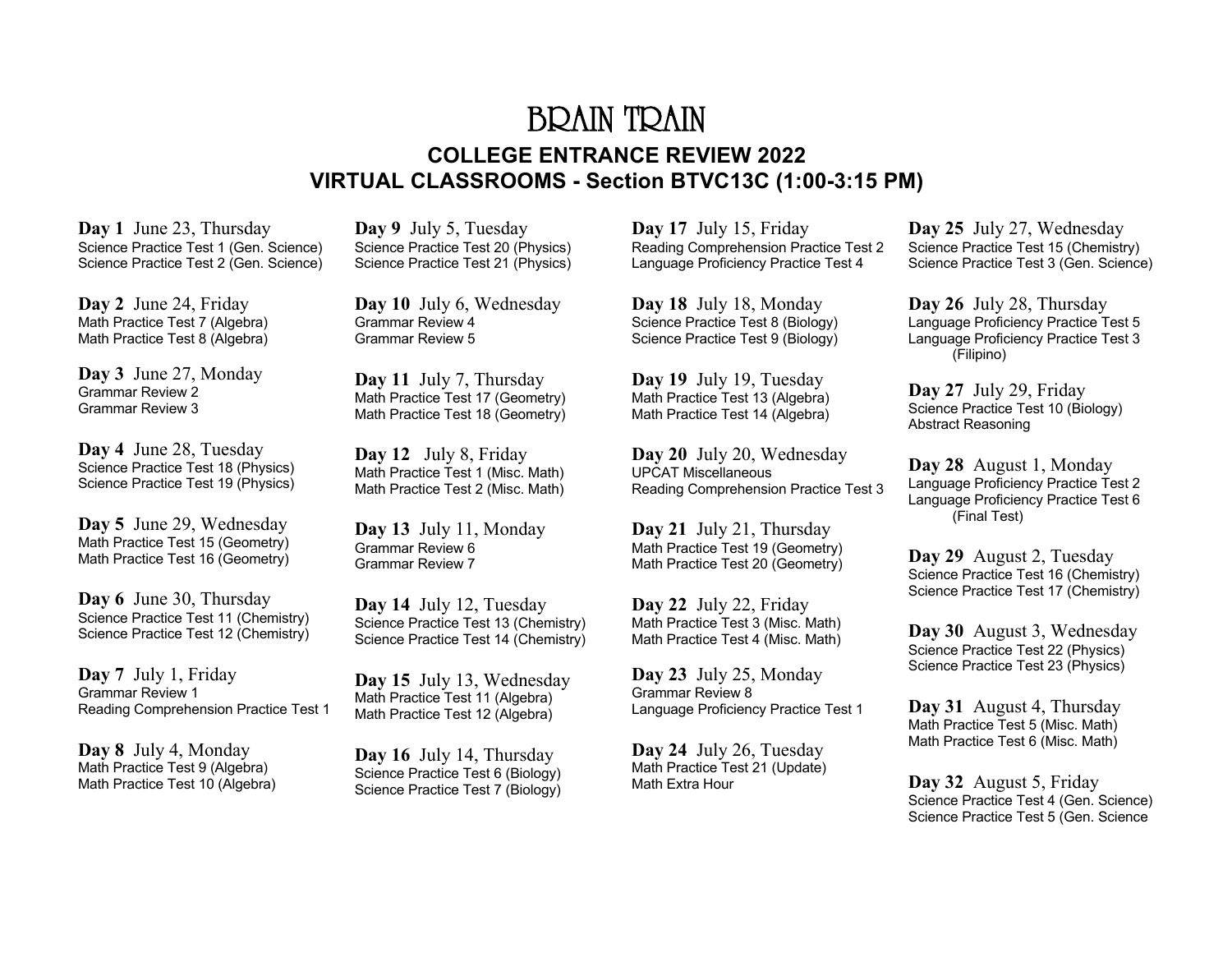# BRAIN TRAIN

## COLLEGE ENTRANCE REVIEW 2022
## VIRTUAL CLASSROOMS - Section BTVC13C (1:00-3:15 PM)

**Day 1** June 23, Thursday
Science Practice Test 1 (Gen. Science)
Science Practice Test 2 (Gen. Science)

**Day 2** June 24, Friday
Math Practice Test 7 (Algebra)
Math Practice Test 8 (Algebra)

**Day 3** June 27, Monday
Grammar Review 2
Grammar Review 3

**Day 4** June 28, Tuesday
Science Practice Test 18 (Physics)
Science Practice Test 19 (Physics)

**Day 5** June 29, Wednesday
Math Practice Test 15 (Geometry)
Math Practice Test 16 (Geometry)

**Day 6** June 30, Thursday
Science Practice Test 11 (Chemistry)
Science Practice Test 12 (Chemistry)

**Day 7** July 1, Friday
Grammar Review 1
Reading Comprehension Practice Test 1

**Day 8** July 4, Monday
Math Practice Test 9 (Algebra)
Math Practice Test 10 (Algebra)

**Day 9** July 5, Tuesday
Science Practice Test 20 (Physics)
Science Practice Test 21 (Physics)

**Day 10** July 6, Wednesday
Grammar Review 4
Grammar Review 5

**Day 11** July 7, Thursday
Math Practice Test 17 (Geometry)
Math Practice Test 18 (Geometry)

**Day 12** July 8, Friday
Math Practice Test 1 (Misc. Math)
Math Practice Test 2 (Misc. Math)

**Day 13** July 11, Monday
Grammar Review 6
Grammar Review 7

**Day 14** July 12, Tuesday
Science Practice Test 13 (Chemistry)
Science Practice Test 14 (Chemistry)

**Day 15** July 13, Wednesday
Math Practice Test 11 (Algebra)
Math Practice Test 12 (Algebra)

**Day 16** July 14, Thursday
Science Practice Test 6 (Biology)
Science Practice Test 7 (Biology)

**Day 17** July 15, Friday
Reading Comprehension Practice Test 2
Language Proficiency Practice Test 4

**Day 18** July 18, Monday
Science Practice Test 8 (Biology)
Science Practice Test 9 (Biology)

**Day 19** July 19, Tuesday
Math Practice Test 13 (Algebra)
Math Practice Test 14 (Algebra)

**Day 20** July 20, Wednesday
UPCAT Miscellaneous
Reading Comprehension Practice Test 3

**Day 21** July 21, Thursday
Math Practice Test 19 (Geometry)
Math Practice Test 20 (Geometry)

**Day 22** July 22, Friday
Math Practice Test 3 (Misc. Math)
Math Practice Test 4 (Misc. Math)

**Day 23** July 25, Monday
Grammar Review 8
Language Proficiency Practice Test 1

**Day 24** July 26, Tuesday
Math Practice Test 21 (Update)
Math Extra Hour

**Day 25** July 27, Wednesday
Science Practice Test 15 (Chemistry)
Science Practice Test 3 (Gen. Science)

**Day 26** July 28, Thursday
Language Proficiency Practice Test 5
Language Proficiency Practice Test 3 (Filipino)

**Day 27** July 29, Friday
Science Practice Test 10 (Biology)
Abstract Reasoning

**Day 28** August 1, Monday
Language Proficiency Practice Test 2
Language Proficiency Practice Test 6 (Final Test)

**Day 29** August 2, Tuesday
Science Practice Test 16 (Chemistry)
Science Practice Test 17 (Chemistry)

**Day 30** August 3, Wednesday
Science Practice Test 22 (Physics)
Science Practice Test 23 (Physics)

**Day 31** August 4, Thursday
Math Practice Test 5 (Misc. Math)
Math Practice Test 6 (Misc. Math)

**Day 32** August 5, Friday
Science Practice Test 4 (Gen. Science)
Science Practice Test 5 (Gen. Science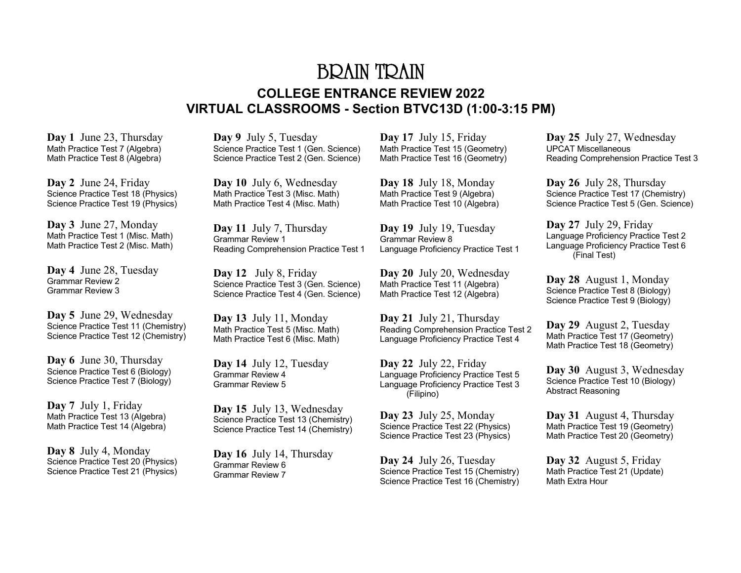# BRAIN TRAIN

## COLLEGE ENTRANCE REVIEW 2022
## VIRTUAL CLASSROOMS - Section BTVC13D (1:00-3:15 PM)

**Day 1** June 23, Thursday
Math Practice Test 7 (Algebra)
Math Practice Test 8 (Algebra)

**Day 2** June 24, Friday
Science Practice Test 18 (Physics)
Science Practice Test 19 (Physics)

**Day 3** June 27, Monday
Math Practice Test 1 (Misc. Math)
Math Practice Test 2 (Misc. Math)

**Day 4** June 28, Tuesday
Grammar Review 2
Grammar Review 3

**Day 5** June 29, Wednesday
Science Practice Test 11 (Chemistry)
Science Practice Test 12 (Chemistry)

**Day 6** June 30, Thursday
Science Practice Test 6 (Biology)
Science Practice Test 7 (Biology)

**Day 7** July 1, Friday
Math Practice Test 13 (Algebra)
Math Practice Test 14 (Algebra)

**Day 8** July 4, Monday
Science Practice Test 20 (Physics)
Science Practice Test 21 (Physics)

**Day 9** July 5, Tuesday
Science Practice Test 1 (Gen. Science)
Science Practice Test 2 (Gen. Science)

**Day 10** July 6, Wednesday
Math Practice Test 3 (Misc. Math)
Math Practice Test 4 (Misc. Math)

**Day 11** July 7, Thursday
Grammar Review 1
Reading Comprehension Practice Test 1

**Day 12** July 8, Friday
Science Practice Test 3 (Gen. Science)
Science Practice Test 4 (Gen. Science)

**Day 13** July 11, Monday
Math Practice Test 5 (Misc. Math)
Math Practice Test 6 (Misc. Math)

**Day 14** July 12, Tuesday
Grammar Review 4
Grammar Review 5

**Day 15** July 13, Wednesday
Science Practice Test 13 (Chemistry)
Science Practice Test 14 (Chemistry)

**Day 16** July 14, Thursday
Grammar Review 6
Grammar Review 7

**Day 17** July 15, Friday
Math Practice Test 15 (Geometry)
Math Practice Test 16 (Geometry)

**Day 18** July 18, Monday
Math Practice Test 9 (Algebra)
Math Practice Test 10 (Algebra)

**Day 19** July 19, Tuesday
Grammar Review 8
Language Proficiency Practice Test 1

**Day 20** July 20, Wednesday
Math Practice Test 11 (Algebra)
Math Practice Test 12 (Algebra)

**Day 21** July 21, Thursday
Reading Comprehension Practice Test 2
Language Proficiency Practice Test 4

**Day 22** July 22, Friday
Language Proficiency Practice Test 5
Language Proficiency Practice Test 3 (Filipino)

**Day 23** July 25, Monday
Science Practice Test 22 (Physics)
Science Practice Test 23 (Physics)

**Day 24** July 26, Tuesday
Science Practice Test 15 (Chemistry)
Science Practice Test 16 (Chemistry)

**Day 25** July 27, Wednesday
UPCAT Miscellaneous
Reading Comprehension Practice Test 3

**Day 26** July 28, Thursday
Science Practice Test 17 (Chemistry)
Science Practice Test 5 (Gen. Science)

**Day 27** July 29, Friday
Language Proficiency Practice Test 2
Language Proficiency Practice Test 6 (Final Test)

**Day 28** August 1, Monday
Science Practice Test 8 (Biology)
Science Practice Test 9 (Biology)

**Day 29** August 2, Tuesday
Math Practice Test 17 (Geometry)
Math Practice Test 18 (Geometry)

**Day 30** August 3, Wednesday
Science Practice Test 10 (Biology)
Abstract Reasoning

**Day 31** August 4, Thursday
Math Practice Test 19 (Geometry)
Math Practice Test 20 (Geometry)

**Day 32** August 5, Friday
Math Practice Test 21 (Update)
Math Extra Hour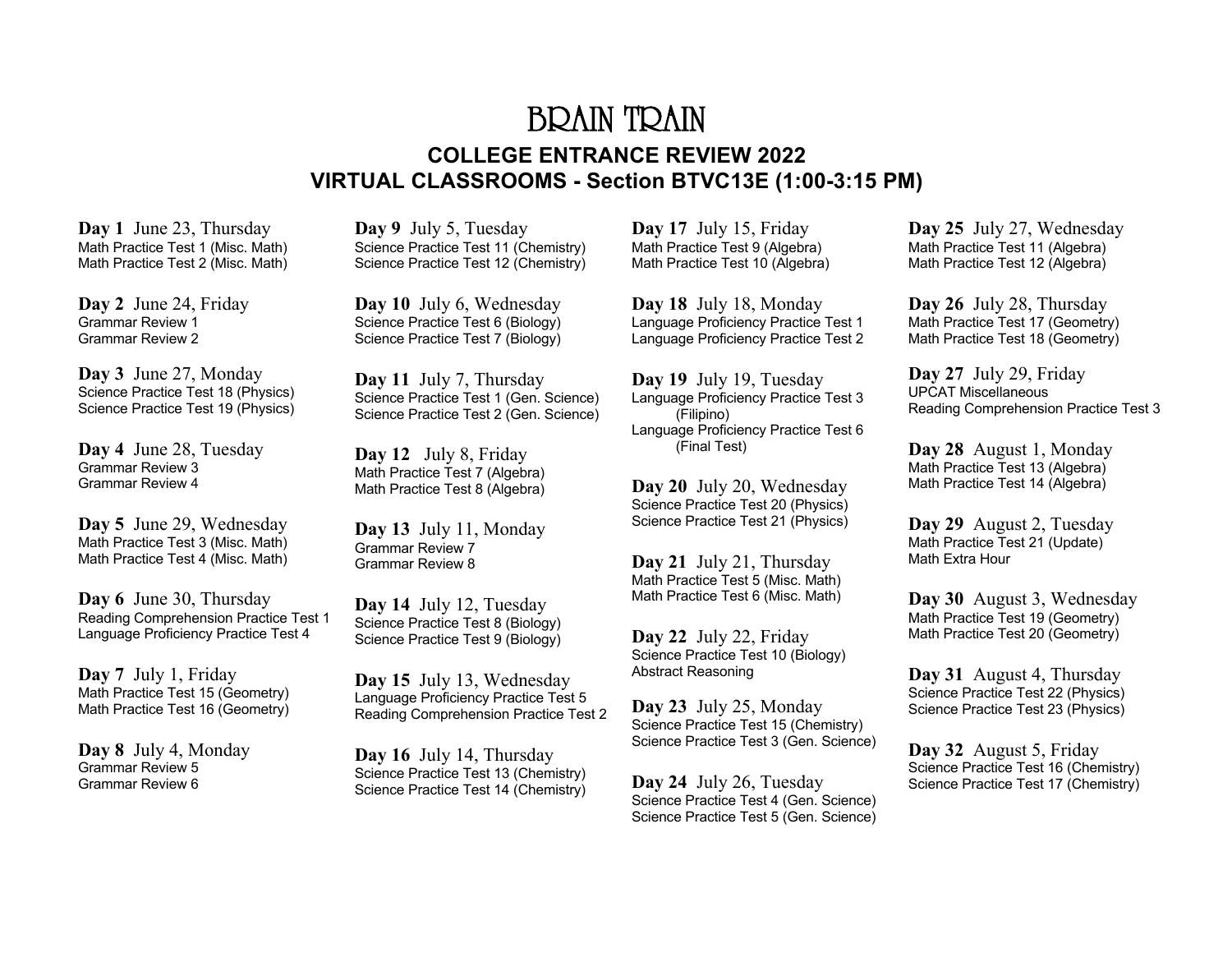# BRAIN TRAIN

## COLLEGE ENTRANCE REVIEW 2022
## VIRTUAL CLASSROOMS - Section BTVC13E (1:00-3:15 PM)

**Day 1** June 23, Thursday
Math Practice Test 1 (Misc. Math)
Math Practice Test 2 (Misc. Math)

**Day 2** June 24, Friday
Grammar Review 1
Grammar Review 2

**Day 3** June 27, Monday
Science Practice Test 18 (Physics)
Science Practice Test 19 (Physics)

**Day 4** June 28, Tuesday
Grammar Review 3
Grammar Review 4

**Day 5** June 29, Wednesday
Math Practice Test 3 (Misc. Math)
Math Practice Test 4 (Misc. Math)

**Day 6** June 30, Thursday
Reading Comprehension Practice Test 1
Language Proficiency Practice Test 4

**Day 7** July 1, Friday
Math Practice Test 15 (Geometry)
Math Practice Test 16 (Geometry)

**Day 8** July 4, Monday
Grammar Review 5
Grammar Review 6

**Day 9** July 5, Tuesday
Science Practice Test 11 (Chemistry)
Science Practice Test 12 (Chemistry)

**Day 10** July 6, Wednesday
Science Practice Test 6 (Biology)
Science Practice Test 7 (Biology)

**Day 11** July 7, Thursday
Science Practice Test 1 (Gen. Science)
Science Practice Test 2 (Gen. Science)

**Day 12** July 8, Friday
Math Practice Test 7 (Algebra)
Math Practice Test 8 (Algebra)

**Day 13** July 11, Monday
Grammar Review 7
Grammar Review 8

**Day 14** July 12, Tuesday
Science Practice Test 8 (Biology)
Science Practice Test 9 (Biology)

**Day 15** July 13, Wednesday
Language Proficiency Practice Test 5
Reading Comprehension Practice Test 2

**Day 16** July 14, Thursday
Science Practice Test 13 (Chemistry)
Science Practice Test 14 (Chemistry)

**Day 17** July 15, Friday
Math Practice Test 9 (Algebra)
Math Practice Test 10 (Algebra)

**Day 18** July 18, Monday
Language Proficiency Practice Test 1
Language Proficiency Practice Test 2

**Day 19** July 19, Tuesday
Language Proficiency Practice Test 3 (Filipino)
Language Proficiency Practice Test 6 (Final Test)

**Day 20** July 20, Wednesday
Science Practice Test 20 (Physics)
Science Practice Test 21 (Physics)

**Day 21** July 21, Thursday
Math Practice Test 5 (Misc. Math)
Math Practice Test 6 (Misc. Math)

**Day 22** July 22, Friday
Science Practice Test 10 (Biology)
Abstract Reasoning

**Day 23** July 25, Monday
Science Practice Test 15 (Chemistry)
Science Practice Test 3 (Gen. Science)

**Day 24** July 26, Tuesday
Science Practice Test 4 (Gen. Science)
Science Practice Test 5 (Gen. Science)

**Day 25** July 27, Wednesday
Math Practice Test 11 (Algebra)
Math Practice Test 12 (Algebra)

**Day 26** July 28, Thursday
Math Practice Test 17 (Geometry)
Math Practice Test 18 (Geometry)

**Day 27** July 29, Friday
UPCAT Miscellaneous
Reading Comprehension Practice Test 3

**Day 28** August 1, Monday
Math Practice Test 13 (Algebra)
Math Practice Test 14 (Algebra)

**Day 29** August 2, Tuesday
Math Practice Test 21 (Update)
Math Extra Hour

**Day 30** August 3, Wednesday
Math Practice Test 19 (Geometry)
Math Practice Test 20 (Geometry)

**Day 31** August 4, Thursday
Science Practice Test 22 (Physics)
Science Practice Test 23 (Physics)

**Day 32** August 5, Friday
Science Practice Test 16 (Chemistry)
Science Practice Test 17 (Chemistry)